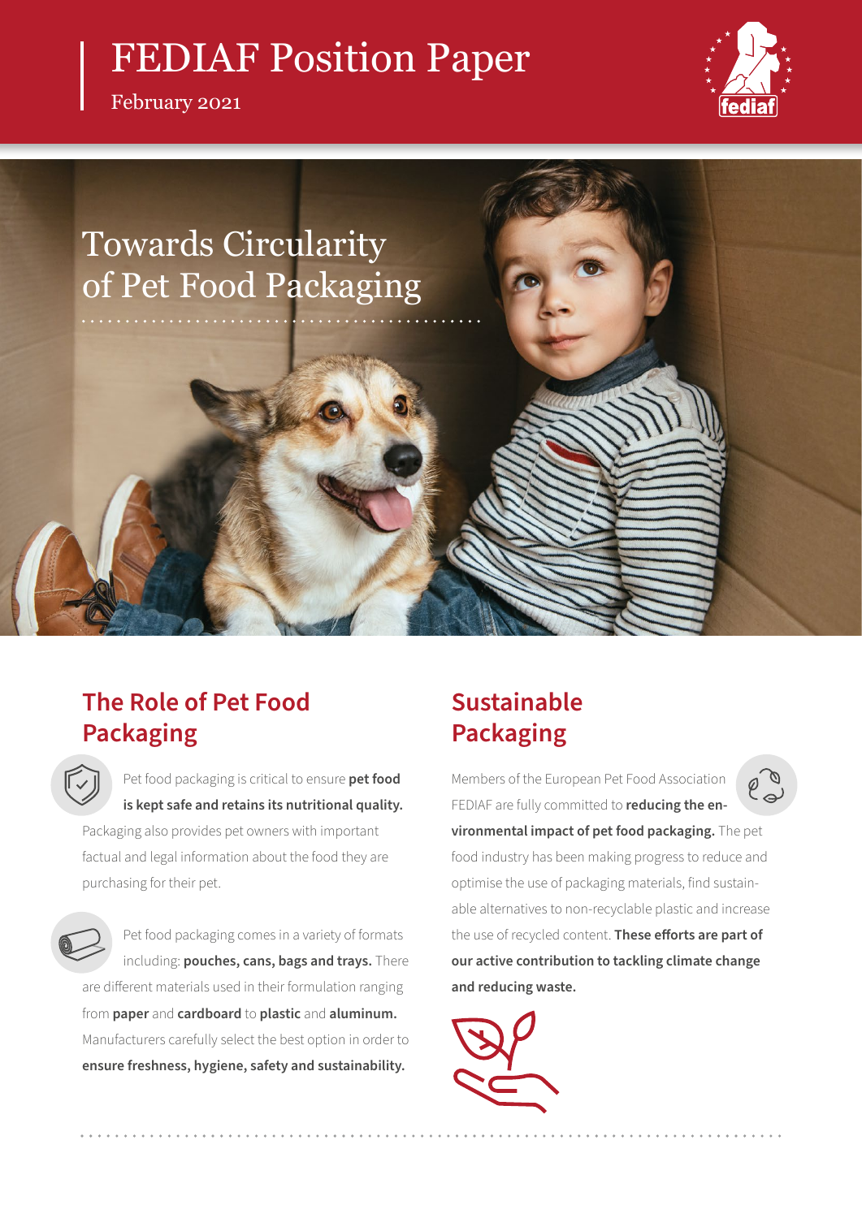# FEDIAF Position Paper

February 2021

# Towards Circularity of Pet Food Packaging

## The Role of Pet Food Packaging

Pet food packaging is critical to ensure **pet food is kept safe and retains its nutritional quality.** Packaging also provides pet owners with important factual and legal information about the food they are purchasing for their pet.

Pet food packaging comes in a variety of formats including: **pouches, cans, bags and trays.** There are different materials used in their formulation ranging from **paper** and **cardboard** to **plastic** and **aluminum.** Manufacturers carefully select the best option in order to **ensure freshness, hygiene, safety and sustainability.**

## Sustainable Packaging

Members of the European Pet Food Association FEDIAF are fully committed to **reducing the environmental impact of pet food packaging.** The pet food industry has been making progress to reduce and optimise the use of packaging materials, find sustainable alternatives to non-recyclable plastic and increase the use of recycled content. **These efforts are part of our active contribution to tackling climate change and reducing waste.**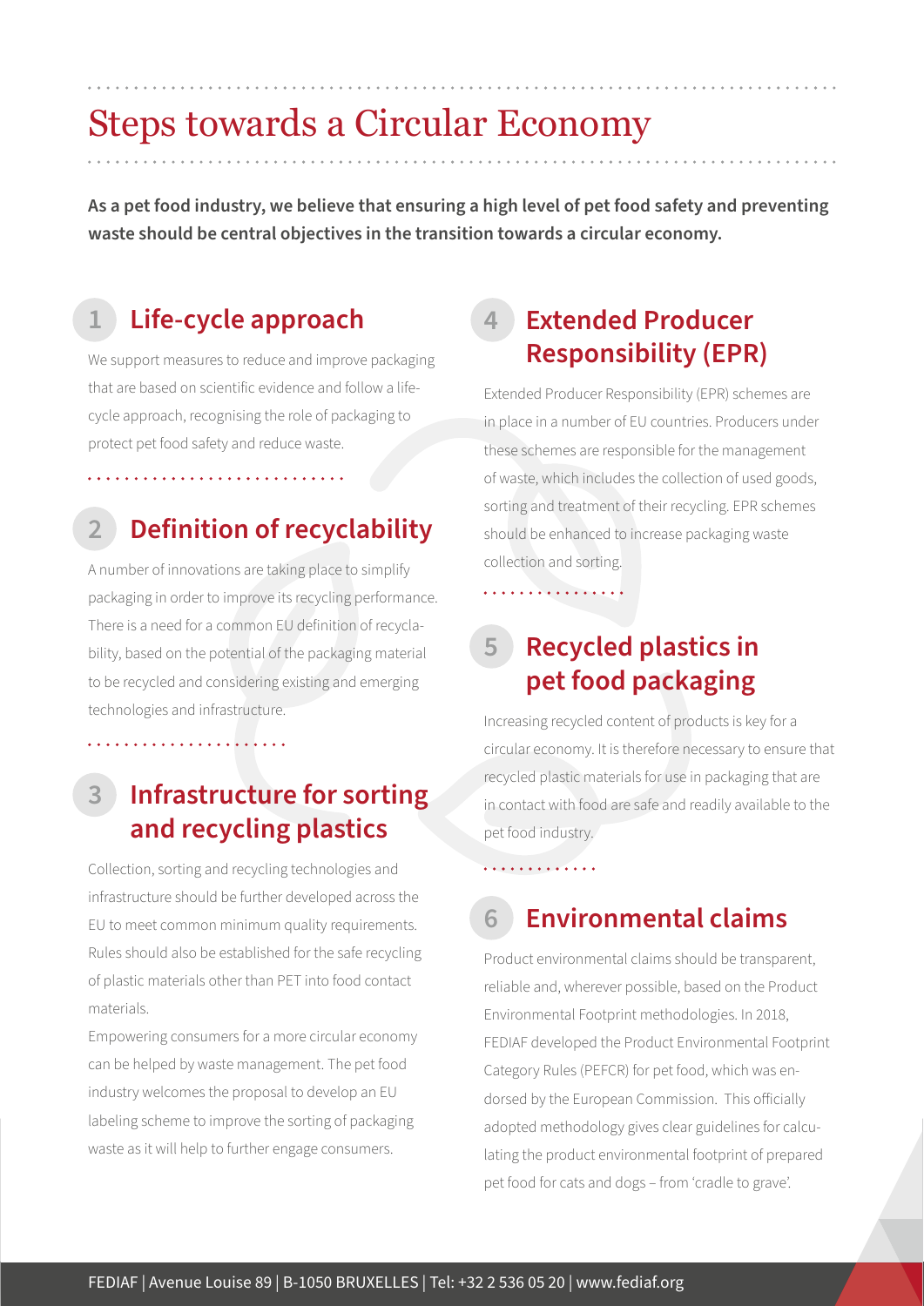# Steps towards a Circular Economy

**As a pet food industry, we believe that ensuring a high level of pet food safety and preventing waste should be central objectives in the transition towards a circular economy.**

## 1 Life-cycle approach

We support measures to reduce and improve packaging that are based on scientific evidence and follow a life-cycle approach, recognising the role of packaging to protect pet food safety and reduce waste.

## 2 Definition of recyclability

A number of innovations are taking place to simplify packaging in order to improve its recycling performance. There is a need for a common EU definition of recyclability, based on the potential of the packaging material to be recycled and considering existing and emerging technologies and infrastructure.

## 3 Infrastructure for sorting and recycling plastics

Collection, sorting and recycling technologies and infrastructure should be further developed across the EU to meet common minimum quality requirements. Rules should also be established for the safe recycling of plastic materials other than PET into food contact materials.

Empowering consumers for a more circular economy can be helped by waste management. The pet food industry welcomes the proposal to develop an EU labeling scheme to improve the sorting of packaging waste as it will help to further engage consumers.

## 4 Extended Producer Responsibility (EPR)

Extended Producer Responsibility (EPR) schemes are in place in a number of EU countries. Producers under these schemes are responsible for the management of waste, which includes the collection of used goods, sorting and treatment of their recycling. EPR schemes should be enhanced to increase packaging waste collection and sorting.

## 5 Recycled plastics in pet food packaging

Increasing recycled content of products is key for a circular economy. It is therefore necessary to ensure that recycled plastic materials for use in packaging that are in contact with food are safe and readily available to the pet food industry.

## 6 Environmental claims

Product environmental claims should be transparent, reliable and, wherever possible, based on the Product Environmental Footprint methodologies. In 2018, FEDIAF developed the Product Environmental Footprint Category Rules (PEFCR) for pet food, which was endorsed by the European Commission. This officially adopted methodology gives clear guidelines for calculating the product environmental footprint of prepared pet food for cats and dogs – from 'cradle to grave'.

FEDIAF | Avenue Louise 89 | B-1050 BRUXELLES | Tel: +32 2 536 05 20 | www.fediaf.org